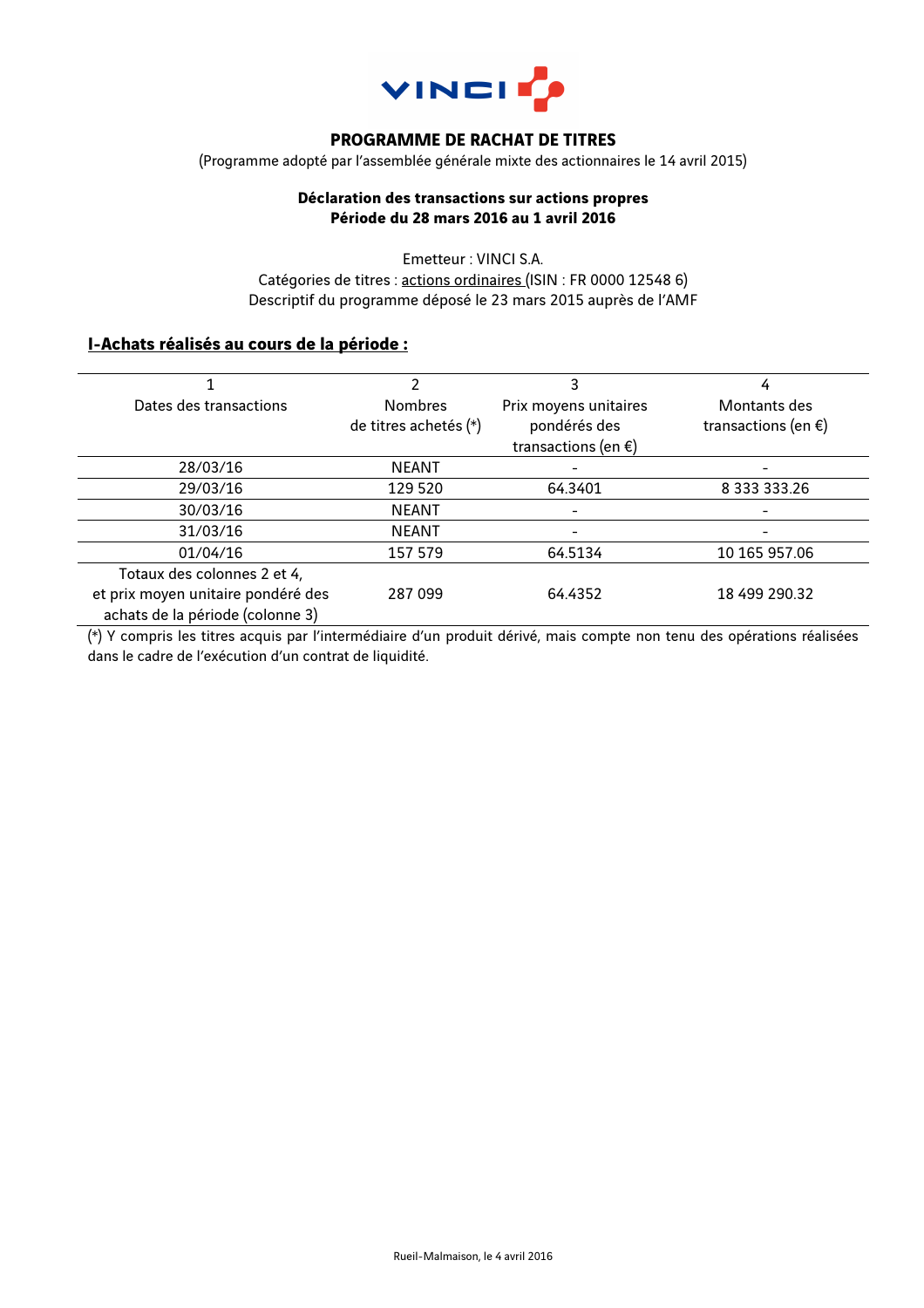# PROGRAMME DE RACHAT DE TITRES

(Programme adopté par l'assemblée générale mixte des actionnaires le 14 avril 2015)

**Déclaration des transactions sur actions propres**
**Période du 28 mars 2016 au 1 avril 2016**

Emetteur : VINCI S.A.
Catégories de titres : actions ordinaires (ISIN : FR 0000 12548 6)
Descriptif du programme déposé le 23 mars 2015 auprès de l'AMF

## I-Achats réalisés au cours de la période :

| 1<br>Dates des transactions | 2<br>Nombres de titres achetés (*) | 3<br>Prix moyens unitaires pondérés des transactions (en €) | 4<br>Montants des transactions (en €) |
|---|---|---|---|
| 28/03/16 | NEANT | - | - |
| 29/03/16 | 129 520 | 64.3401 | 8 333 333.26 |
| 30/03/16 | NEANT | - | - |
| 31/03/16 | NEANT | - | - |
| 01/04/16 | 157 579 | 64.5134 | 10 165 957.06 |
| Totaux des colonnes 2 et 4, et prix moyen unitaire pondéré des achats de la période (colonne 3) | 287 099 | 64.4352 | 18 499 290.32 |

(*) Y compris les titres acquis par l'intermédiaire d'un produit dérivé, mais compte non tenu des opérations réalisées dans le cadre de l'exécution d'un contrat de liquidité.

Rueil-Malmaison, le 4 avril 2016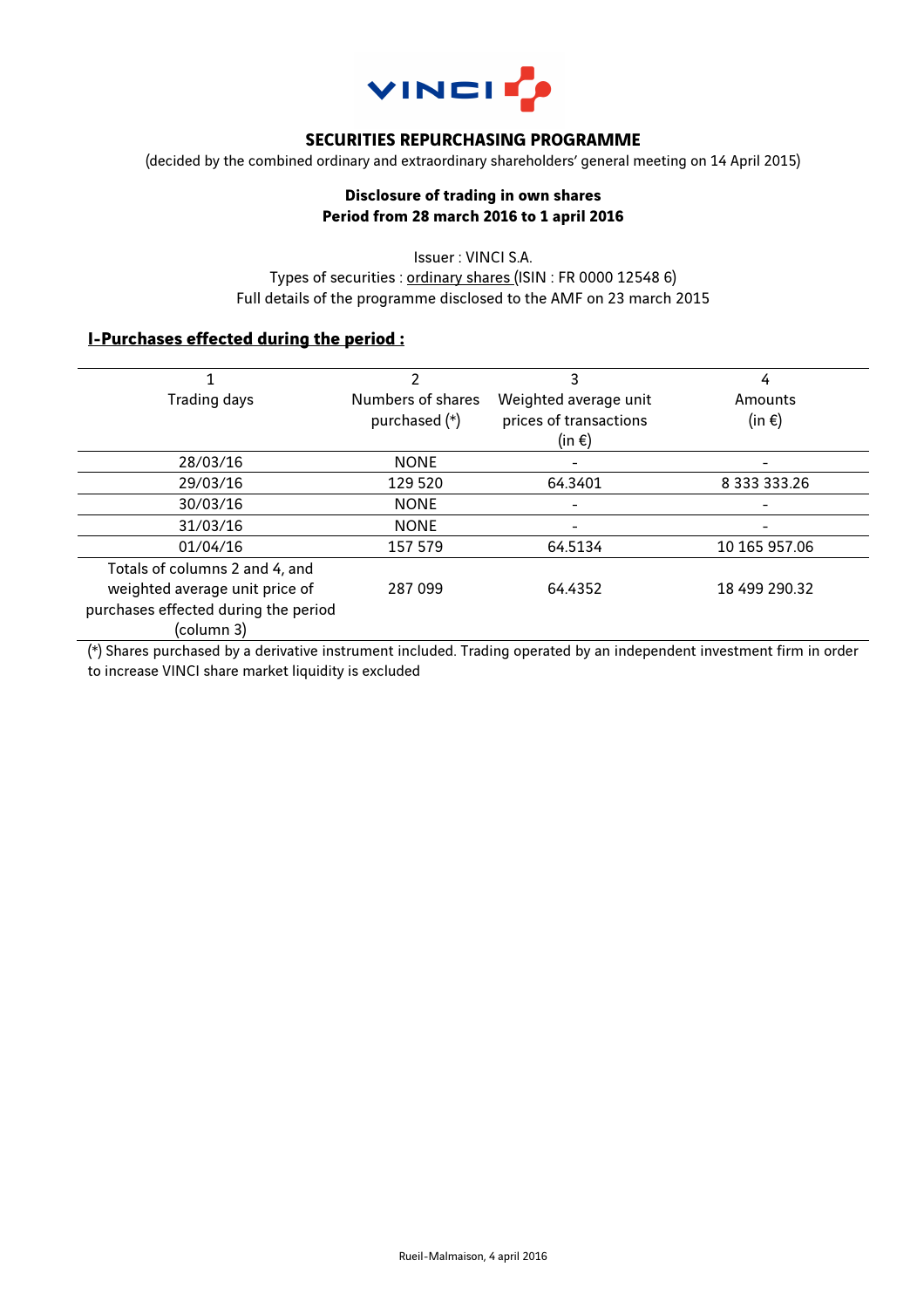VINCI

## SECURITIES REPURCHASING PROGRAMME

(decided by the combined ordinary and extraordinary shareholders' general meeting on 14 April 2015)

**Disclosure of trading in own shares**
**Period from 28 march 2016 to 1 april 2016**

Issuer : VINCI S.A.
Types of securities : ordinary shares (ISIN : FR 0000 12548 6)
Full details of the programme disclosed to the AMF on 23 march 2015

### I-Purchases effected during the period :

| 1<br>Trading days | 2<br>Numbers of shares purchased (*) | 3<br>Weighted average unit prices of transactions (in €) | 4<br>Amounts (in €) |
|---|---|---|---|
| 28/03/16 | NONE | - | - |
| 29/03/16 | 129 520 | 64.3401 | 8 333 333.26 |
| 30/03/16 | NONE | - | - |
| 31/03/16 | NONE | - | - |
| 01/04/16 | 157 579 | 64.5134 | 10 165 957.06 |
| Totals of columns 2 and 4, and weighted average unit price of purchases effected during the period (column 3) | 287 099 | 64.4352 | 18 499 290.32 |

(*) Shares purchased by a derivative instrument included. Trading operated by an independent investment firm in order to increase VINCI share market liquidity is excluded

Rueil-Malmaison, 4 april 2016